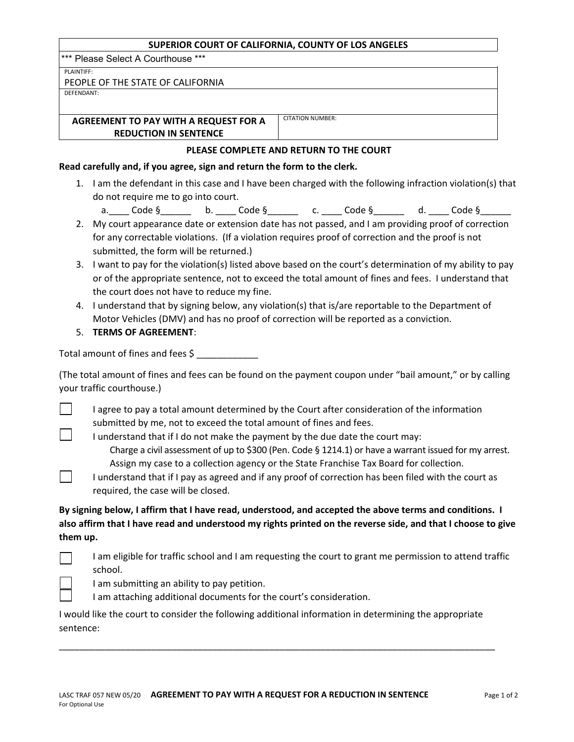**SUPERIOR COURT OF CALIFORNIA, COUNTY OF LOS ANGELES**

*** Please Select A Courthouse ***

PLAINTIFF:
PEOPLE OF THE STATE OF CALIFORNIA

DEFENDANT:

| **AGREEMENT TO PAY WITH A REQUEST FOR A REDUCTION IN SENTENCE** | CITATION NUMBER: |
|---|---|

**PLEASE COMPLETE AND RETURN TO THE COURT**

**Read carefully and, if you agree, sign and return the form to the clerk.**

1. I am the defendant in this case and I have been charged with the following infraction violation(s) that do not require me to go into court.
   a.____ Code §______ b. ____ Code §______ c. ____ Code §______ d. ____ Code §______
2. My court appearance date or extension date has not passed, and I am providing proof of correction for any correctable violations. (If a violation requires proof of correction and the proof is not submitted, the form will be returned.)
3. I want to pay for the violation(s) listed above based on the court's determination of my ability to pay or of the appropriate sentence, not to exceed the total amount of fines and fees. I understand that the court does not have to reduce my fine.
4. I understand that by signing below, any violation(s) that is/are reportable to the Department of Motor Vehicles (DMV) and has no proof of correction will be reported as a conviction.
5. **TERMS OF AGREEMENT**:

Total amount of fines and fees $ ____________

(The total amount of fines and fees can be found on the payment coupon under "bail amount," or by calling your traffic courthouse.)

- [ ] I agree to pay a total amount determined by the Court after consideration of the information submitted by me, not to exceed the total amount of fines and fees.
- [ ] I understand that if I do not make the payment by the due date the court may:
  Charge a civil assessment of up to $300 (Pen. Code § 1214.1) or have a warrant issued for my arrest.
  Assign my case to a collection agency or the State Franchise Tax Board for collection.
- [ ] I understand that if I pay as agreed and if any proof of correction has been filed with the court as required, the case will be closed.

**By signing below, I affirm that I have read, understood, and accepted the above terms and conditions. I also affirm that I have read and understood my rights printed on the reverse side, and that I choose to give them up.**

- [ ] I am eligible for traffic school and I am requesting the court to grant me permission to attend traffic school.
- [ ] I am submitting an ability to pay petition.
- [ ] I am attaching additional documents for the court's consideration.

I would like the court to consider the following additional information in determining the appropriate sentence:

______________________________________________________________________________________

LASC TRAF 057 NEW 05/20 **AGREEMENT TO PAY WITH A REQUEST FOR A REDUCTION IN SENTENCE**
For Optional Use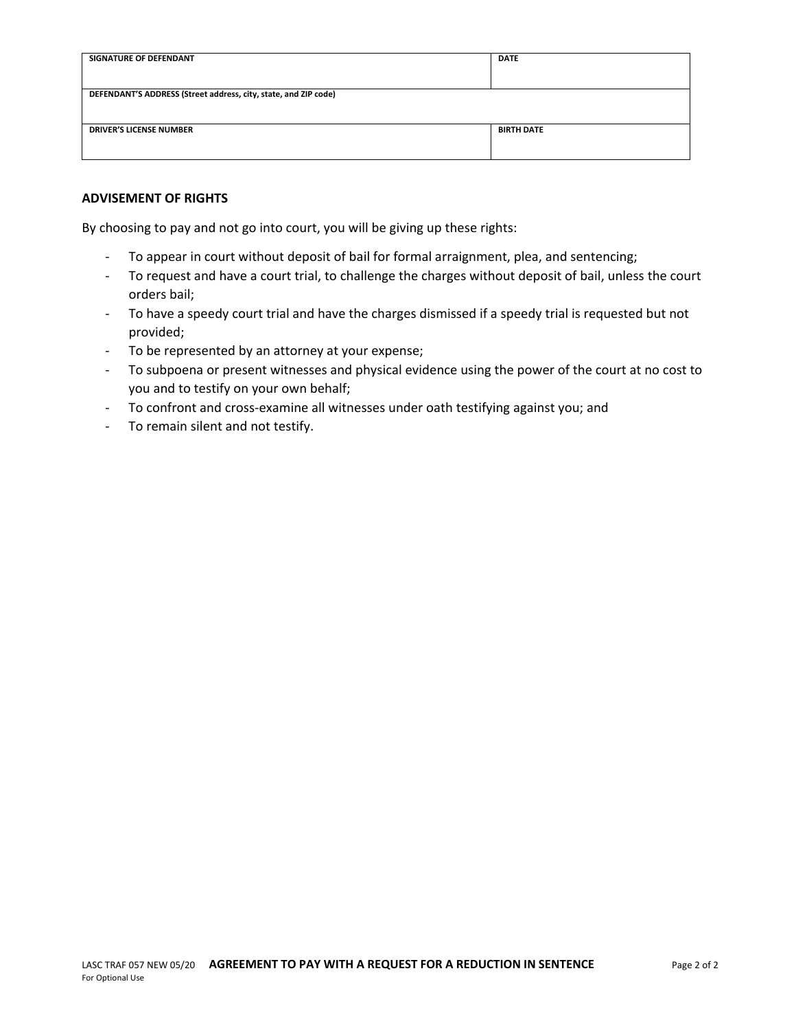| | |
|---|---|
| **SIGNATURE OF DEFENDANT** | **DATE** |
| **DEFENDANT'S ADDRESS (Street address, city, state, and ZIP code)** | |
| **DRIVER'S LICENSE NUMBER** | **BIRTH DATE** |

**ADVISEMENT OF RIGHTS**

By choosing to pay and not go into court, you will be giving up these rights:

- To appear in court without deposit of bail for formal arraignment, plea, and sentencing;
- To request and have a court trial, to challenge the charges without deposit of bail, unless the court orders bail;
- To have a speedy court trial and have the charges dismissed if a speedy trial is requested but not provided;
- To be represented by an attorney at your expense;
- To subpoena or present witnesses and physical evidence using the power of the court at no cost to you and to testify on your own behalf;
- To confront and cross-examine all witnesses under oath testifying against you; and
- To remain silent and not testify.

LASC TRAF 057 NEW 05/20 **AGREEMENT TO PAY WITH A REQUEST FOR A REDUCTION IN SENTENCE**
For Optional Use